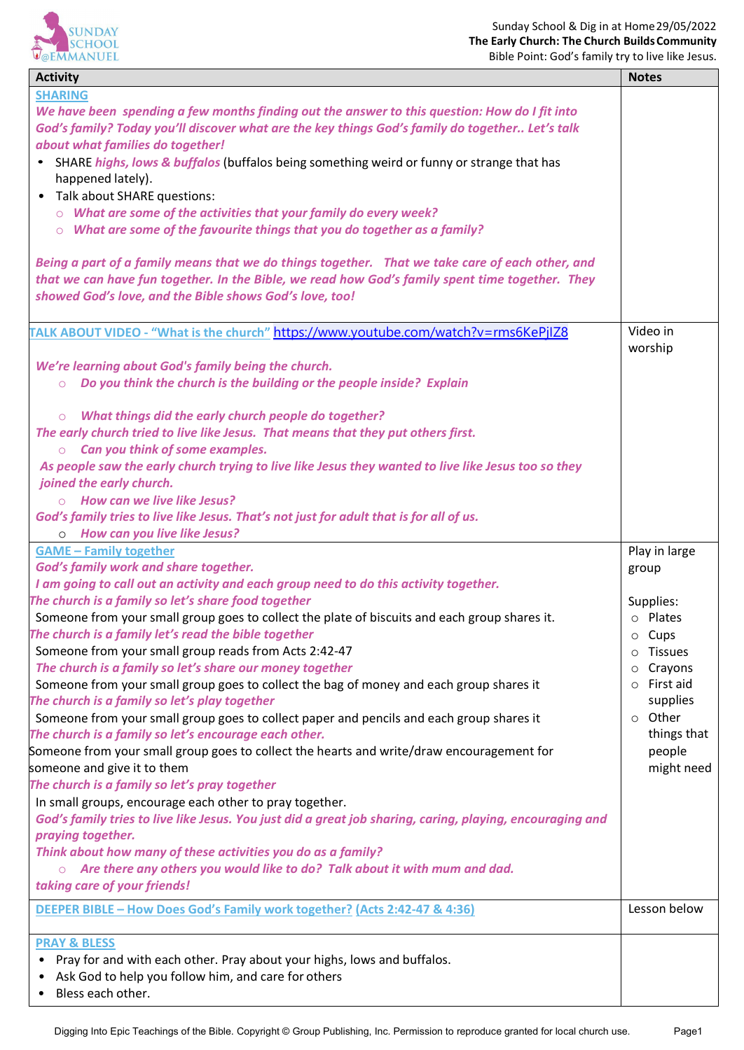Sunday School & Dig in at Home 29/05/2022
**The Early Church: The Church Builds Community**
Bible Point: God's family try to live like Jesus.

| Activity | Notes |
|---|---|
| **SHARING**<br>***We have been spending a few months finding out the answer to this question: How do I fit into God's family? Today you'll discover what are the key things God's family do together.. Let's talk about what families do together!***<br>• SHARE ***highs, lows & buffalos*** (buffalos being something weird or funny or strange that has happened lately).<br>• Talk about SHARE questions:<br>  ○ ***What are some of the activities that your family do every week?***<br>  ○ ***What are some of the favourite things that you do together as a family?***<br><br>***Being a part of a family means that we do things together. That we take care of each other, and that we can have fun together. In the Bible, we read how God's family spent time together. They showed God's love, and the Bible shows God's love, too!*** | |
| **TALK ABOUT VIDEO - "What is the church"** https://www.youtube.com/watch?v=rms6KePjIZ8<br><br>***We're learning about God's family being the church.***<br>  ○ ***Do you think the church is the building or the people inside? Explain***<br><br>  ○ ***What things did the early church people do together?***<br>***The early church tried to live like Jesus. That means that they put others first.***<br>  ○ ***Can you think of some examples.***<br>***As people saw the early church trying to live like Jesus they wanted to live like Jesus too so they joined the early church.***<br>  ○ ***How can we live like Jesus?***<br>***God's family tries to live like Jesus. That's not just for adult that is for all of us.***<br>  ○ ***How can you live like Jesus?*** | Video in worship |
| **GAME – Family together**<br>***God's family work and share together.***<br>***I am going to call out an activity and each group need to do this activity together.***<br>***The church is a family so let's share food together***<br>Someone from your small group goes to collect the plate of biscuits and each group shares it.<br>***The church is a family let's read the bible together***<br>Someone from your small group reads from Acts 2:42-47<br>***The church is a family so let's share our money together***<br>Someone from your small group goes to collect the bag of money and each group shares it<br>***The church is a family so let's play together***<br>Someone from your small group goes to collect paper and pencils and each group shares it<br>***The church is a family so let's encourage each other.***<br>Someone from your small group goes to collect the hearts and write/draw encouragement for someone and give it to them<br>***The church is a family so let's pray together***<br>In small groups, encourage each other to pray together.<br>***God's family tries to live like Jesus. You just did a great job sharing, caring, playing, encouraging and praying together.***<br>***Think about how many of these activities you do as a family?***<br>  ○ ***Are there any others you would like to do? Talk about it with mum and dad.***<br>***taking care of your friends!*** | Play in large group<br><br>Supplies:<br>○ Plates<br>○ Cups<br>○ Tissues<br>○ Crayons<br>○ First aid supplies<br>○ Other things that people might need |
| **DEEPER BIBLE – How Does God's Family work together? (Acts 2:42-47 & 4:36)** | Lesson below |
| **PRAY & BLESS**<br>• Pray for and with each other. Pray about your highs, lows and buffalos.<br>• Ask God to help you follow him, and care for others<br>• Bless each other. | |

Digging Into Epic Teachings of the Bible. Copyright © Group Publishing, Inc. Permission to reproduce granted for local church use.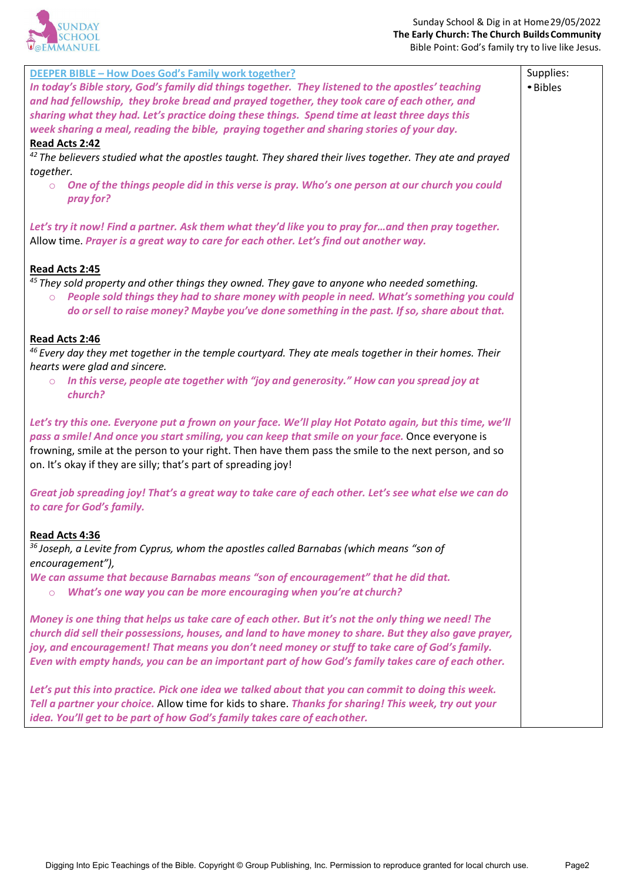**DEEPER BIBLE – How Does God's Family work together?**

***In today's Bible story, God's family did things together. They listened to the apostles' teaching and had fellowship, they broke bread and prayed together, they took care of each other, and sharing what they had. Let's practice doing these things. Spend time at least three days this week sharing a meal, reading the bible, praying together and sharing stories of your day.***

**Read Acts 2:42**

*[42] The believers studied what the apostles taught. They shared their lives together. They ate and prayed together.*

- ***One of the things people did in this verse is pray. Who's one person at our church you could pray for?***

***Let's try it now! Find a partner. Ask them what they'd like you to pray for…and then pray together.*** Allow time. ***Prayer is a great way to care for each other. Let's find out another way.***

**Read Acts 2:45**

*[45] They sold property and other things they owned. They gave to anyone who needed something.*

- ***People sold things they had to share money with people in need. What's something you could do or sell to raise money? Maybe you've done something in the past. If so, share about that.***

**Read Acts 2:46**

*[46] Every day they met together in the temple courtyard. They ate meals together in their homes. Their hearts were glad and sincere.*

- ***In this verse, people ate together with "joy and generosity." How can you spread joy at church?***

***Let's try this one. Everyone put a frown on your face. We'll play Hot Potato again, but this time, we'll pass a smile! And once you start smiling, you can keep that smile on your face.*** Once everyone is frowning, smile at the person to your right. Then have them pass the smile to the next person, and so on. It's okay if they are silly; that's part of spreading joy!

***Great job spreading joy! That's a great way to take care of each other. Let's see what else we can do to care for God's family.***

**Read Acts 4:36**

*[36] Joseph, a Levite from Cyprus, whom the apostles called Barnabas (which means "son of encouragement"),*

***We can assume that because Barnabas means "son of encouragement" that he did that.***

- ***What's one way you can be more encouraging when you're at church?***

***Money is one thing that helps us take care of each other. But it's not the only thing we need! The church did sell their possessions, houses, and land to have money to share. But they also gave prayer, joy, and encouragement! That means you don't need money or stuff to take care of God's family. Even with empty hands, you can be an important part of how God's family takes care of each other.***

***Let's put this into practice. Pick one idea we talked about that you can commit to doing this week. Tell a partner your choice.*** Allow time for kids to share. ***Thanks for sharing! This week, try out your idea. You'll get to be part of how God's family takes care of each other.***

Supplies:

- Bibles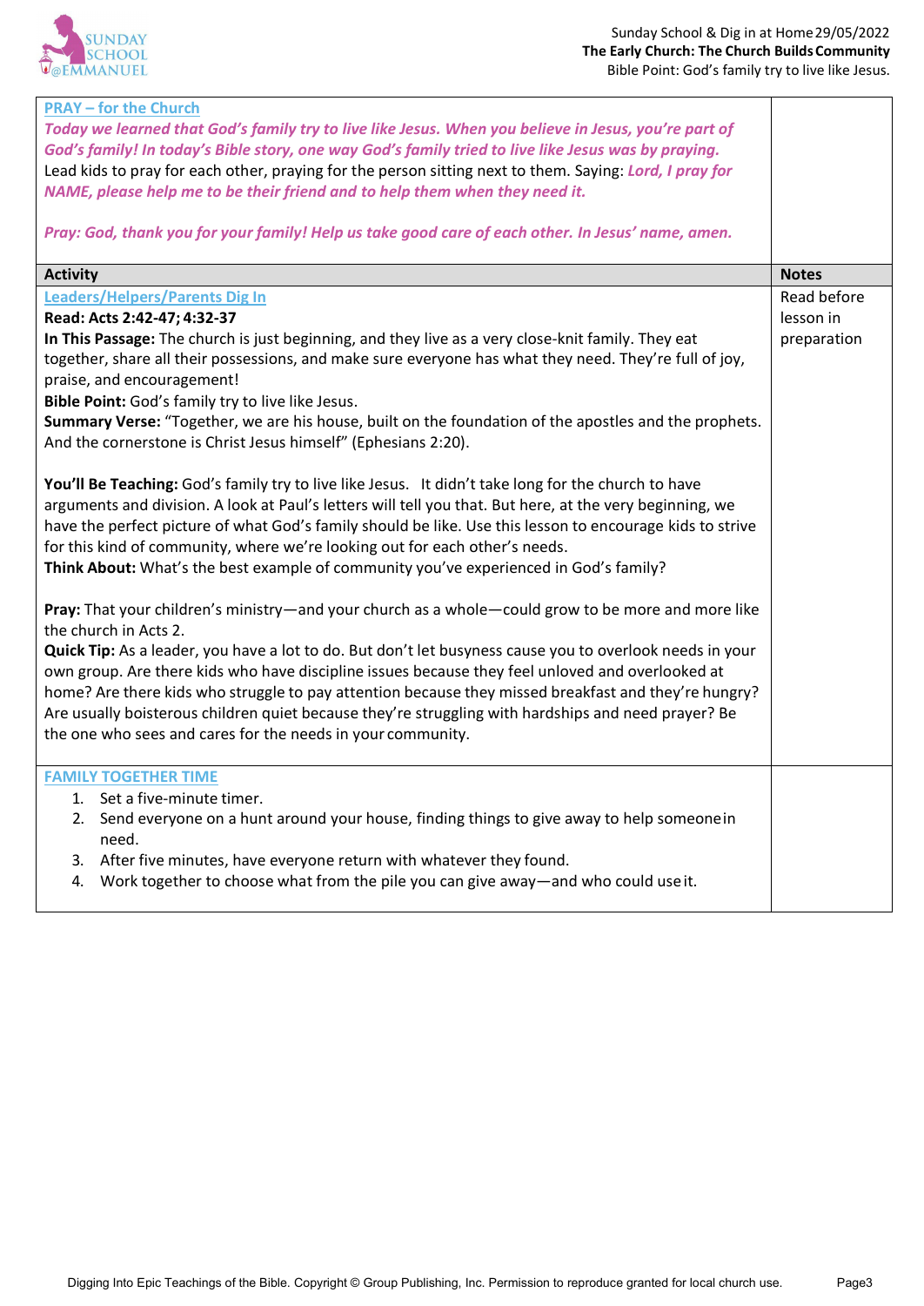| | |
|---|---|
| **PRAY – for the Church**<br>***Today we learned that God's family try to live like Jesus. When you believe in Jesus, you're part of God's family! In today's Bible story, one way God's family tried to live like Jesus was by praying.***<br>Lead kids to pray for each other, praying for the person sitting next to them. Saying: ***Lord, I pray for NAME, please help me to be their friend and to help them when they need it.***<br><br>***Pray: God, thank you for your family! Help us take good care of each other. In Jesus' name, amen.*** | |
| **Activity** | **Notes** |
| **Leaders/Helpers/Parents Dig In**<br>**Read: Acts 2:42-47; 4:32-37**<br>**In This Passage:** The church is just beginning, and they live as a very close-knit family. They eat together, share all their possessions, and make sure everyone has what they need. They're full of joy, praise, and encouragement!<br>**Bible Point:** God's family try to live like Jesus.<br>**Summary Verse:** "Together, we are his house, built on the foundation of the apostles and the prophets. And the cornerstone is Christ Jesus himself" (Ephesians 2:20).<br><br>**You'll Be Teaching:** God's family try to live like Jesus. It didn't take long for the church to have arguments and division. A look at Paul's letters will tell you that. But here, at the very beginning, we have the perfect picture of what God's family should be like. Use this lesson to encourage kids to strive for this kind of community, where we're looking out for each other's needs.<br>**Think About:** What's the best example of community you've experienced in God's family?<br><br>**Pray:** That your children's ministry—and your church as a whole—could grow to be more and more like the church in Acts 2.<br>**Quick Tip:** As a leader, you have a lot to do. But don't let busyness cause you to overlook needs in your own group. Are there kids who have discipline issues because they feel unloved and overlooked at home? Are there kids who struggle to pay attention because they missed breakfast and they're hungry? Are usually boisterous children quiet because they're struggling with hardships and need prayer? Be the one who sees and cares for the needs in your community. | Read before lesson in preparation |
| **FAMILY TOGETHER TIME**<br>1. Set a five-minute timer.<br>2. Send everyone on a hunt around your house, finding things to give away to help someone in need.<br>3. After five minutes, have everyone return with whatever they found.<br>4. Work together to choose what from the pile you can give away—and who could use it. | |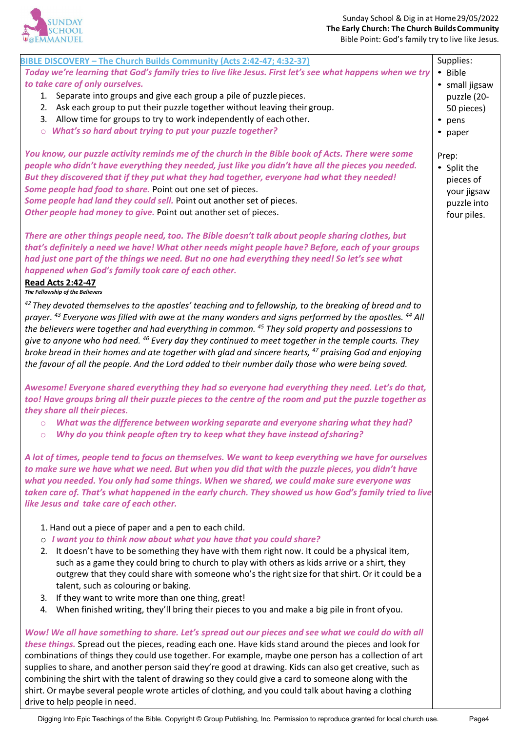## BIBLE DISCOVERY – The Church Builds Community (Acts 2:42-47; 4:32-37)

*Today we're learning that God's family tries to live like Jesus. First let's see what happens when we try to take care of only ourselves.*

1. Separate into groups and give each group a pile of puzzle pieces.
2. Ask each group to put their puzzle together without leaving their group.
3. Allow time for groups to try to work independently of each other.

- *What's so hard about trying to put your puzzle together?*

*You know, our puzzle activity reminds me of the church in the Bible book of Acts. There were some people who didn't have everything they needed, just like you didn't have all the pieces you needed. But they discovered that if they put what they had together, everyone had what they needed!*
*Some people had food to share.* Point out one set of pieces.
*Some people had land they could sell.* Point out another set of pieces.
*Other people had money to give.* Point out another set of pieces.

*There are other things people need, too. The Bible doesn't talk about people sharing clothes, but that's definitely a need we have! What other needs might people have? Before, each of your groups had just one part of the things we need. But no one had everything they need! So let's see what happened when God's family took care of each other.*

**Read Acts 2:42-47**

***The Fellowship of the Believers***

*[42] They devoted themselves to the apostles' teaching and to fellowship, to the breaking of bread and to prayer. [43] Everyone was filled with awe at the many wonders and signs performed by the apostles. [44] All the believers were together and had everything in common. [45] They sold property and possessions to give to anyone who had need. [46] Every day they continued to meet together in the temple courts. They broke bread in their homes and ate together with glad and sincere hearts, [47] praising God and enjoying the favour of all the people. And the Lord added to their number daily those who were being saved.*

*Awesome! Everyone shared everything they had so everyone had everything they need. Let's do that, too! Have groups bring all their puzzle pieces to the centre of the room and put the puzzle together as they share all their pieces.*

- *What was the difference between working separate and everyone sharing what they had?*
- *Why do you think people often try to keep what they have instead of sharing?*

*A lot of times, people tend to focus on themselves. We want to keep everything we have for ourselves to make sure we have what we need. But when you did that with the puzzle pieces, you didn't have what you needed. You only had some things. When we shared, we could make sure everyone was taken care of. That's what happened in the early church. They showed us how God's family tried to live like Jesus and take care of each other.*

1. Hand out a piece of paper and a pen to each child.
   - *I want you to think now about what you have that you could share?*
2. It doesn't have to be something they have with them right now. It could be a physical item, such as a game they could bring to church to play with others as kids arrive or a shirt, they outgrew that they could share with someone who's the right size for that shirt. Or it could be a talent, such as colouring or baking.
3. If they want to write more than one thing, great!
4. When finished writing, they'll bring their pieces to you and make a big pile in front of you.

*Wow! We all have something to share. Let's spread out our pieces and see what we could do with all these things.* Spread out the pieces, reading each one. Have kids stand around the pieces and look for combinations of things they could use together. For example, maybe one person has a collection of art supplies to share, and another person said they're good at drawing. Kids can also get creative, such as combining the shirt with the talent of drawing so they could give a card to someone along with the shirt. Or maybe several people wrote articles of clothing, and you could talk about having a clothing drive to help people in need.

Supplies:
- Bible
- small jigsaw puzzle (20-50 pieces)
- pens
- paper

Prep:
- Split the pieces of your jigsaw puzzle into four piles.